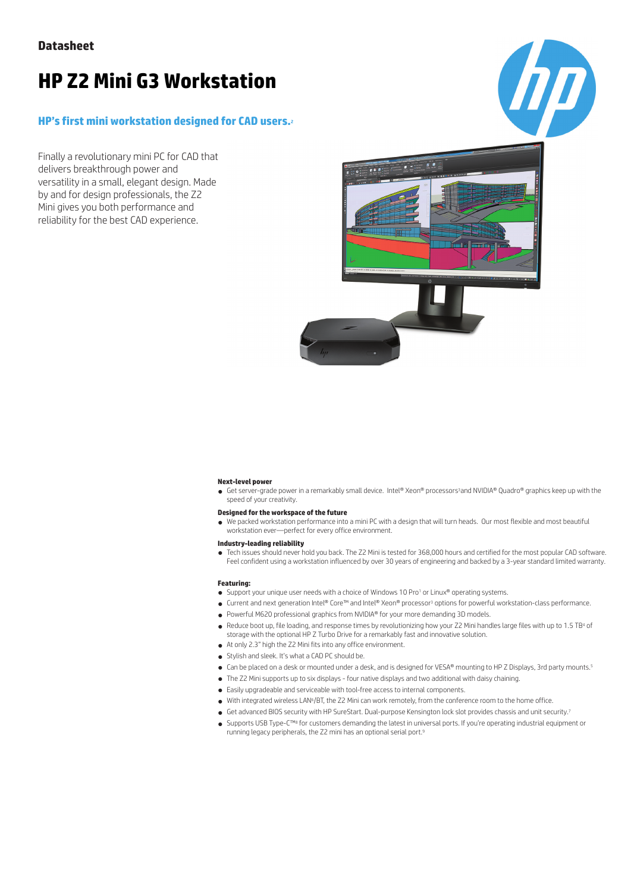Datasheet

# HP Z2 Mini G3 Workstation

## HP's first mini workstation designed for CAD users.[2]

Finally a revolutionary mini PC for CAD that delivers breakthrough power and versatility in a small, elegant design. Made by and for design professionals, the Z2 Mini gives you both performance and reliability for the best CAD experience.

**Next-level power**

- Get server-grade power in a remarkably small device. Intel® Xeon® processors[3] and NVIDIA® Quadro® graphics keep up with the speed of your creativity.

**Designed for the workspace of the future**

- We packed workstation performance into a mini PC with a design that will turn heads. Our most flexible and most beautiful workstation ever—perfect for every office environment.

**Industry-leading reliability**

- Tech issues should never hold you back. The Z2 Mini is tested for 368,000 hours and certified for the most popular CAD software. Feel confident using a workstation influenced by over 30 years of engineering and backed by a 3-year standard limited warranty.

**Featuring:**

- Support your unique user needs with a choice of Windows 10 Pro[1] or Linux® operating systems.
- Current and next generation Intel® Core™ and Intel® Xeon® processor[3] options for powerful workstation-class performance.
- Powerful M620 professional graphics from NVIDIA® for your more demanding 3D models.
- Reduce boot up, file loading, and response times by revolutionizing how your Z2 Mini handles large files with up to 1.5 TB[4] of storage with the optional HP Z Turbo Drive for a remarkably fast and innovative solution.
- At only 2.3" high the Z2 Mini fits into any office environment.
- Stylish and sleek. It's what a CAD PC should be.
- Can be placed on a desk or mounted under a desk, and is designed for VESA® mounting to HP Z Displays, 3rd party mounts.[5]
- The Z2 Mini supports up to six displays - four native displays and two additional with daisy chaining.
- Easily upgradeable and serviceable with tool-free access to internal components.
- With integrated wireless LAN[6]/BT, the Z2 Mini can work remotely, from the conference room to the home office.
- Get advanced BIOS security with HP SureStart. Dual-purpose Kensington lock slot provides chassis and unit security.[7]
- Supports USB Type-C™[8] for customers demanding the latest in universal ports. If you're operating industrial equipment or running legacy peripherals, the Z2 mini has an optional serial port.[9]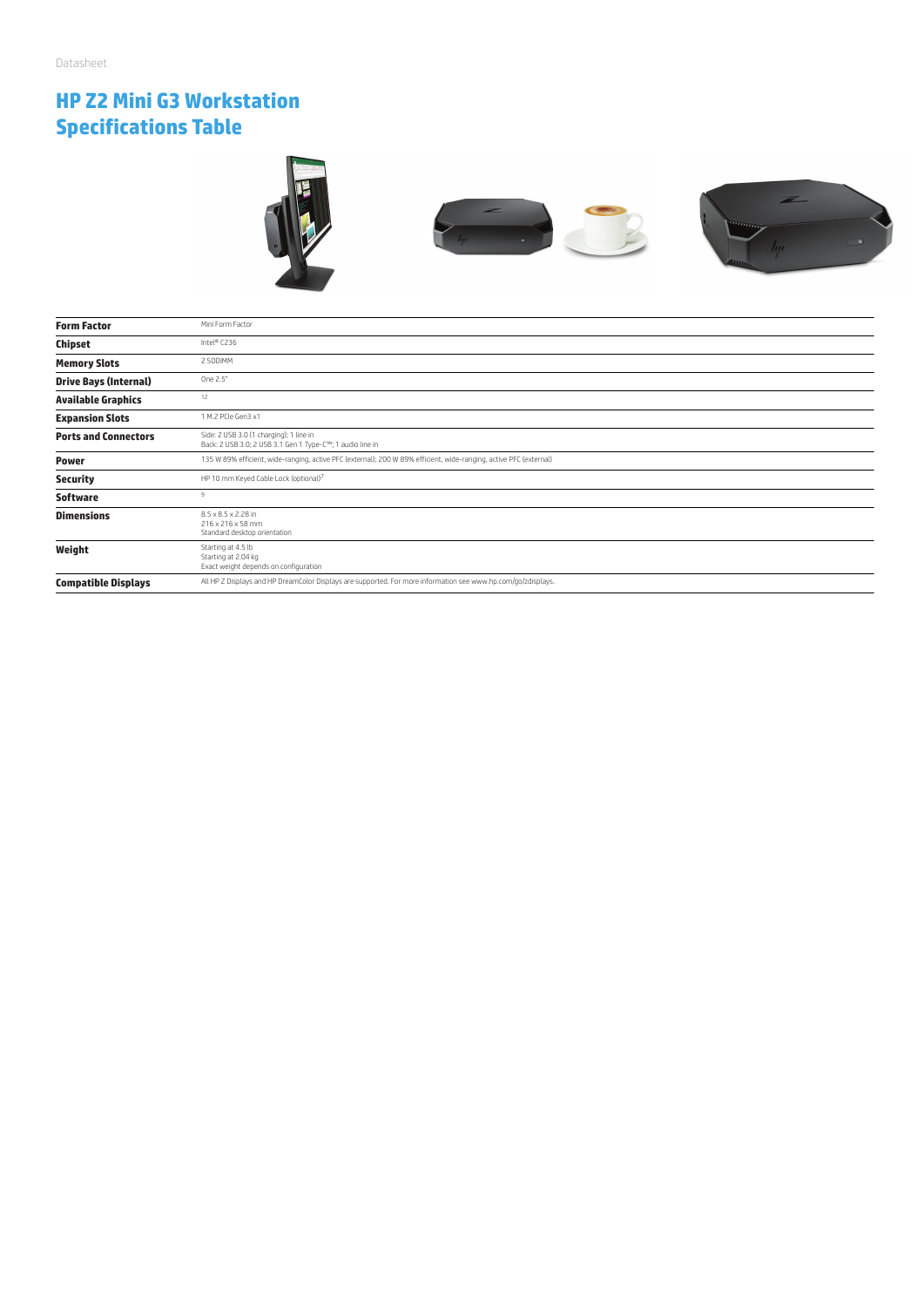Datasheet

# HP Z2 Mini G3 Workstation Specifications Table

| | |
|---|---|
| **Form Factor** | Mini Form Factor |
| **Chipset** | Intel® C236 |
| **Memory Slots** | 2 SODIMM |
| **Drive Bays (Internal)** | One 2.5" |
| **Available Graphics** | 12 |
| **Expansion Slots** | 1 M.2 PCIe Gen3 x1 |
| **Ports and Connectors** | Side: 2 USB 3.0 (1 charging); 1 line in<br>Back: 2 USB 3.0; 2 USB 3.1 Gen 1 Type-C™; 1 audio line in |
| **Power** | 135 W 89% efficient, wide-ranging, active PFC (external); 200 W 89% efficient, wide-ranging, active PFC (external) |
| **Security** | HP 10 mm Keyed Cable Lock (optional)[7] |
| **Software** | 9 |
| **Dimensions** | 8.5 x 8.5 x 2.28 in<br>216 x 216 x 58 mm<br>Standard desktop orientation |
| **Weight** | Starting at 4.5 lb<br>Starting at 2.04 kg<br>Exact weight depends on configuration |
| **Compatible Displays** | All HP Z Displays and HP DreamColor Displays are supported. For more information see www.hp.com/go/zdisplays. |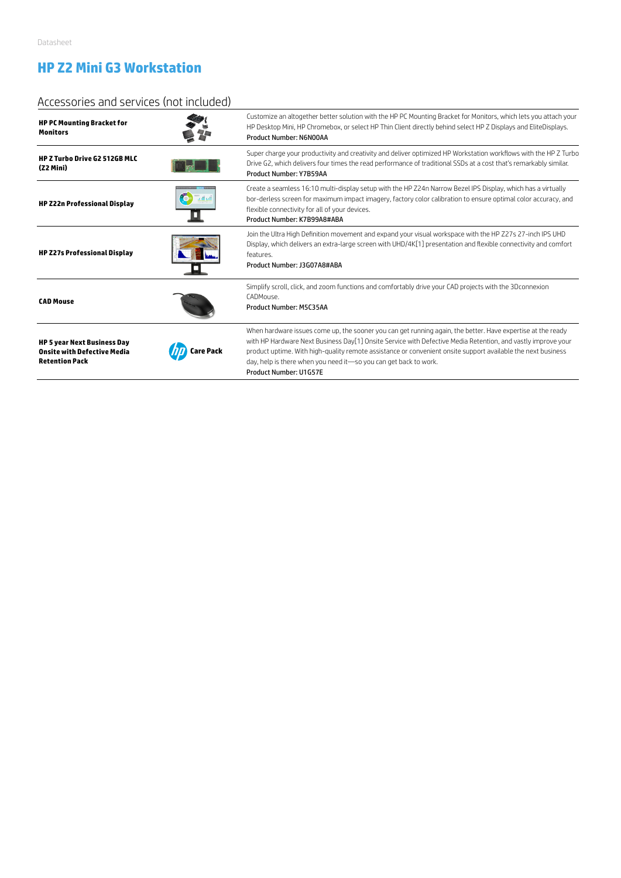Datasheet

# HP Z2 Mini G3 Workstation

## Accessories and services (not included)

| | |
|---|---|
| **HP PC Mounting Bracket for Monitors** | Customize an altogether better solution with the HP PC Mounting Bracket for Monitors, which lets you attach your HP Desktop Mini, HP Chromebox, or select HP Thin Client directly behind select HP Z Displays and EliteDisplays. Product Number: N6N00AA |
| **HP Z Turbo Drive G2 512GB MLC (Z2 Mini)** | Super charge your productivity and creativity and deliver optimized HP Workstation workflows with the HP Z Turbo Drive G2, which delivers four times the read performance of traditional SSDs at a cost that's remarkably similar. Product Number: Y7B59AA |
| **HP Z22n Professional Display** | Create a seamless 16:10 multi-display setup with the HP Z24n Narrow Bezel IPS Display, which has a virtually bor-derless screen for maximum impact imagery, factory color calibration to ensure optimal color accuracy, and flexible connectivity for all of your devices. Product Number: K7B99A8#ABA |
| **HP Z27s Professional Display** | Join the Ultra High Definition movement and expand your visual workspace with the HP Z27s 27-inch IPS UHD Display, which delivers an extra-large screen with UHD/4K[1] presentation and flexible connectivity and comfort features. Product Number: J3G07A8#ABA |
| **CAD Mouse** | Simplify scroll, click, and zoom functions and comfortably drive your CAD projects with the 3Dconnexion CADMouse. Product Number: M5C35AA |
| **HP 5 year Next Business Day Onsite with Defective Media Retention Pack** | When hardware issues come up, the sooner you can get running again, the better. Have expertise at the ready with HP Hardware Next Business Day[1] Onsite Service with Defective Media Retention, and vastly improve your product uptime. With high-quality remote assistance or convenient onsite support available the next business day, help is there when you need it—so you can get back to work. Product Number: U1G57E |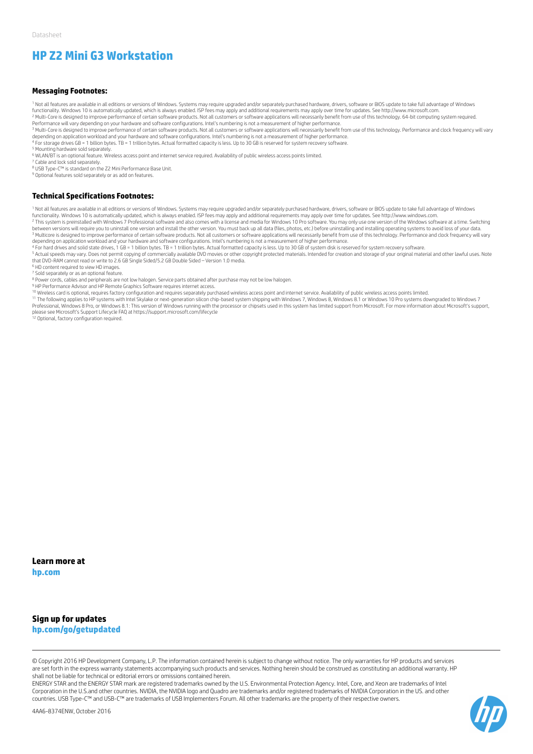Datasheet

# HP Z2 Mini G3 Workstation

## Messaging Footnotes:

[1] Not all features are available in all editions or versions of Windows. Systems may require upgraded and/or separately purchased hardware, drivers, software or BIOS update to take full advantage of Windows functionality. Windows 10 is automatically updated, which is always enabled. ISP fees may apply and additional requirements may apply over time for updates. See http://www.microsoft.com.
[2] Multi-Core is designed to improve performance of certain software products. Not all customers or software applications will necessarily benefit from use of this technology. 64-bit computing system required. Performance will vary depending on your hardware and software configurations. Intel's numbering is not a measurement of higher performance.
[3] Multi-Core is designed to improve performance of certain software products. Not all customers or software applications will necessarily benefit from use of this technology. Performance and clock frequency will vary depending on application workload and your hardware and software configurations. Intel's numbering is not a measurement of higher performance.
[4] For storage drives GB = 1 billion bytes. TB = 1 trillion bytes. Actual formatted capacity is less. Up to 30 GB is reserved for system recovery software.
[5] Mounting hardware sold separately.
[6] WLAN/BT is an optional feature. Wireless access point and internet service required. Availability of public wireless access points limited.
[7] Cable and lock sold separately.
[8] USB Type-C™ is standard on the Z2 Mini Performance Base Unit.
[9] Optional features sold separately or as add on features.

## Technical Specifications Footnotes:

[1] Not all features are available in all editions or versions of Windows. Systems may require upgraded and/or separately purchased hardware, drivers, software or BIOS update to take full advantage of Windows functionality. Windows 10 is automatically updated, which is always enabled. ISP fees may apply and additional requirements may apply over time for updates. See http://www.windows.com.
[2] This system is preinstalled with Windows 7 Professional software and also comes with a license and media for Windows 10 Pro software. You may only use one version of the Windows software at a time. Switching between versions will require you to uninstall one version and install the other version. You must back up all data (files, photos, etc.) before uninstalling and installing operating systems to avoid loss of your data.
[3] Multicore is designed to improve performance of certain software products. Not all customers or software applications will necessarily benefit from use of this technology. Performance and clock frequency will vary depending on application workload and your hardware and software configurations. Intel's numbering is not a measurement of higher performance.
[4] For hard drives and solid state drives, 1 GB = 1 billion bytes. TB = 1 trillion bytes. Actual formatted capacity is less. Up to 30 GB of system disk is reserved for system recovery software.
[5] Actual speeds may vary. Does not permit copying of commercially available DVD movies or other copyright protected materials. Intended for creation and storage of your original material and other lawful uses. Note that DVD-RAM cannot read or write to 2.6 GB Single Sided/5.2 GB Double Sided – Version 1.0 media.
[6] HD content required to view HD images.
[7] Sold separately or as an optional feature.
[8] Power cords, cables and peripherals are not low halogen. Service parts obtained after purchase may not be low halogen.
[9] HP Performance Advisor and HP Remote Graphics Software requires internet access.
[10] Wireless card is optional, requires factory configuration and requires separately purchased wireless access point and internet service. Availability of public wireless access points limited.
[11] The following applies to HP systems with Intel Skylake or next-generation silicon chip-based system shipping with Windows 7, Windows 8, Windows 8.1 or Windows 10 Pro systems downgraded to Windows 7 Professional, Windows 8 Pro, or Windows 8.1: This version of Windows running with the processor or chipsets used in this system has limited support from Microsoft. For more information about Microsoft's support, please see Microsoft's Support Lifecycle FAQ at https://support.microsoft.com/lifecycle
[12] Optional, factory configuration required.

**Learn more at**
**hp.com**

**Sign up for updates**
**hp.com/go/getupdated**

© Copyright 2016 HP Development Company, L.P. The information contained herein is subject to change without notice. The only warranties for HP products and services are set forth in the express warranty statements accompanying such products and services. Nothing herein should be construed as constituting an additional warranty. HP shall not be liable for technical or editorial errors or omissions contained herein.
ENERGY STAR and the ENERGY STAR mark are registered trademarks owned by the U.S. Environmental Protection Agency. Intel, Core, and Xeon are trademarks of Intel Corporation in the U.S.and other countries. NVIDIA, the NVIDIA logo and Quadro are trademarks and/or registered trademarks of NVIDIA Corporation in the US. and other countries. USB Type-C™ and USB-C™ are trademarks of USB Implementers Forum. All other trademarks are the property of their respective owners.

4AA6-8374ENW, October 2016